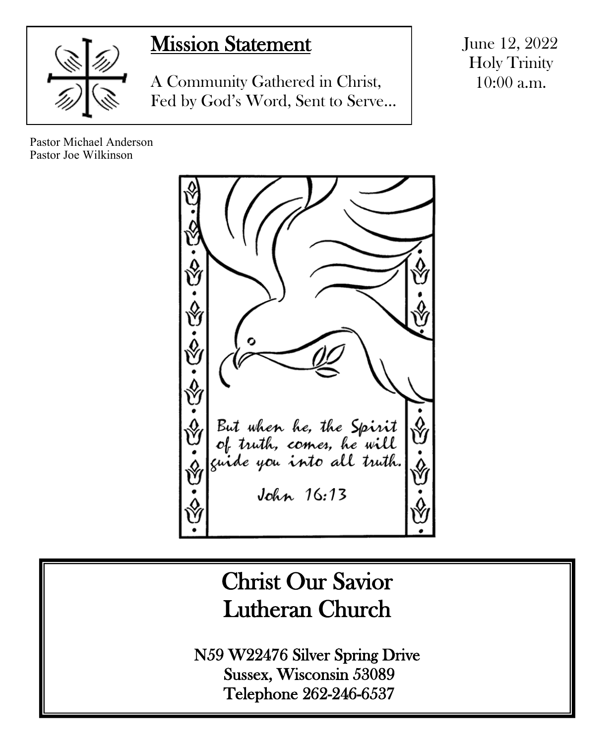## Mission Statement

A Community Gathered in Christ,
Fed by God's Word, Sent to Serve…

June 12, 2022
Holy Trinity
10:00 a.m.

Pastor Michael Anderson
Pastor Joe Wilkinson

*But when he, the Spirit of truth, comes, he will guide you into all truth.*

*John 16:13*

# Christ Our Savior Lutheran Church

N59 W22476 Silver Spring Drive
Sussex, Wisconsin 53089
Telephone 262-246-6537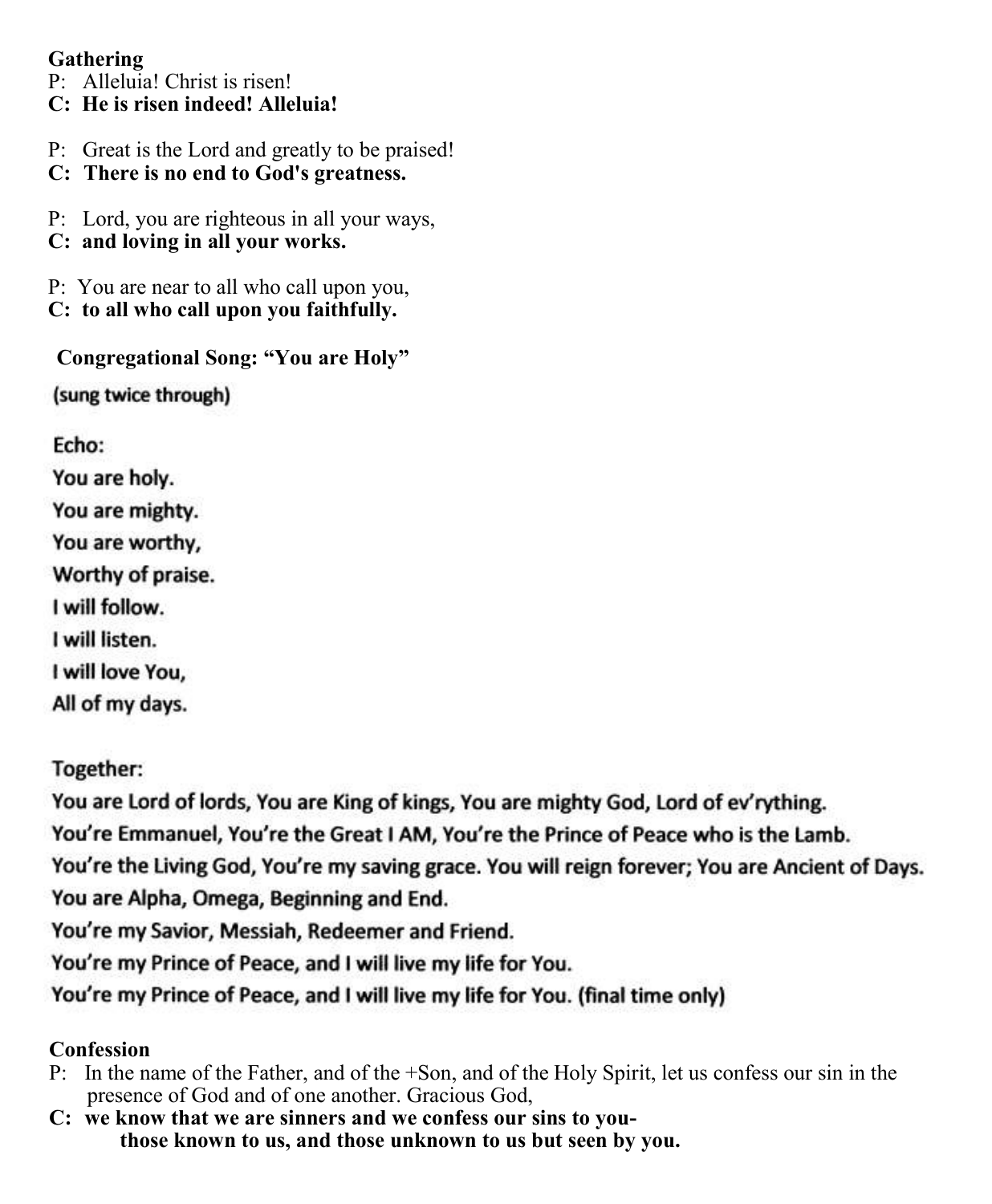**Gathering**

P: Alleluia! Christ is risen!
**C: He is risen indeed! Alleluia!**

P: Great is the Lord and greatly to be praised!
**C: There is no end to God's greatness.**

P: Lord, you are righteous in all your ways,
**C: and loving in all your works.**

P: You are near to all who call upon you,
**C: to all who call upon you faithfully.**

**Congregational Song: "You are Holy"**

**(sung twice through)**

**Echo:**
**You are holy.**
**You are mighty.**
**You are worthy,**
**Worthy of praise.**
**I will follow.**
**I will listen.**
**I will love You,**
**All of my days.**

**Together:**
**You are Lord of lords, You are King of kings, You are mighty God, Lord of ev'rything.**
**You're Emmanuel, You're the Great I AM, You're the Prince of Peace who is the Lamb.**
**You're the Living God, You're my saving grace. You will reign forever; You are Ancient of Days.**
**You are Alpha, Omega, Beginning and End.**
**You're my Savior, Messiah, Redeemer and Friend.**
**You're my Prince of Peace, and I will live my life for You.**
**You're my Prince of Peace, and I will live my life for You. (final time only)**

**Confession**

P: In the name of the Father, and of the +Son, and of the Holy Spirit, let us confess our sin in the presence of God and of one another. Gracious God,
**C: we know that we are sinners and we confess our sins to you-
those known to us, and those unknown to us but seen by you.**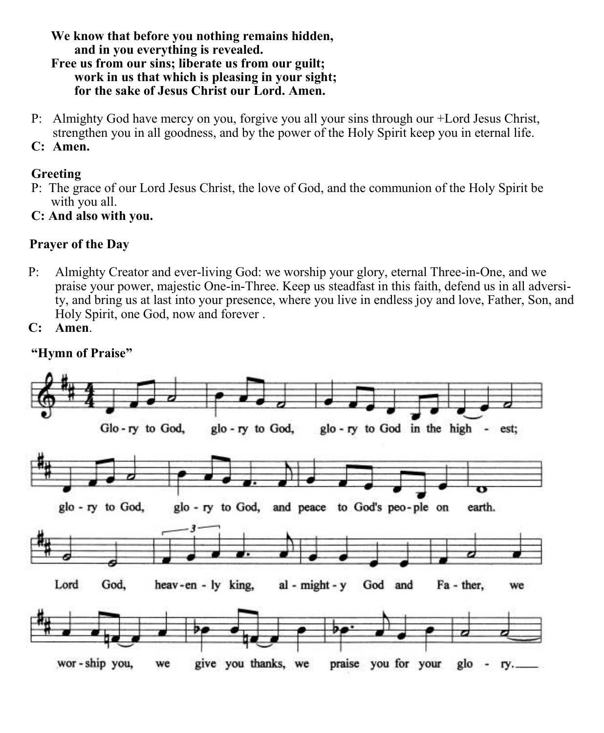**We know that before you nothing remains hidden,**
**and in you everything is revealed.**
**Free us from our sins; liberate us from our guilt;**
**work in us that which is pleasing in your sight;**
**for the sake of Jesus Christ our Lord. Amen.**

P: Almighty God have mercy on you, forgive you all your sins through our +Lord Jesus Christ, strengthen you in all goodness, and by the power of the Holy Spirit keep you in eternal life.

**C: Amen.**

**Greeting**

P: The grace of our Lord Jesus Christ, the love of God, and the communion of the Holy Spirit be with you all.

**C: And also with you.**

**Prayer of the Day**

P: Almighty Creator and ever-living God: we worship your glory, eternal Three-in-One, and we praise your power, majestic One-in-Three. Keep us steadfast in this faith, defend us in all adversity, and bring us at last into your presence, where you live in endless joy and love, Father, Son, and Holy Spirit, one God, now and forever .

**C: Amen.**

**"Hymn of Praise"**

Glo - ry to God, glo - ry to God, glo - ry to God in the high - est;
glo - ry to God, glo - ry to God, and peace to God's peo - ple on earth.
Lord God, heav - en - ly king, al - might - y God and Fa - ther, we
wor - ship you, we give you thanks, we praise you for your glo - ry.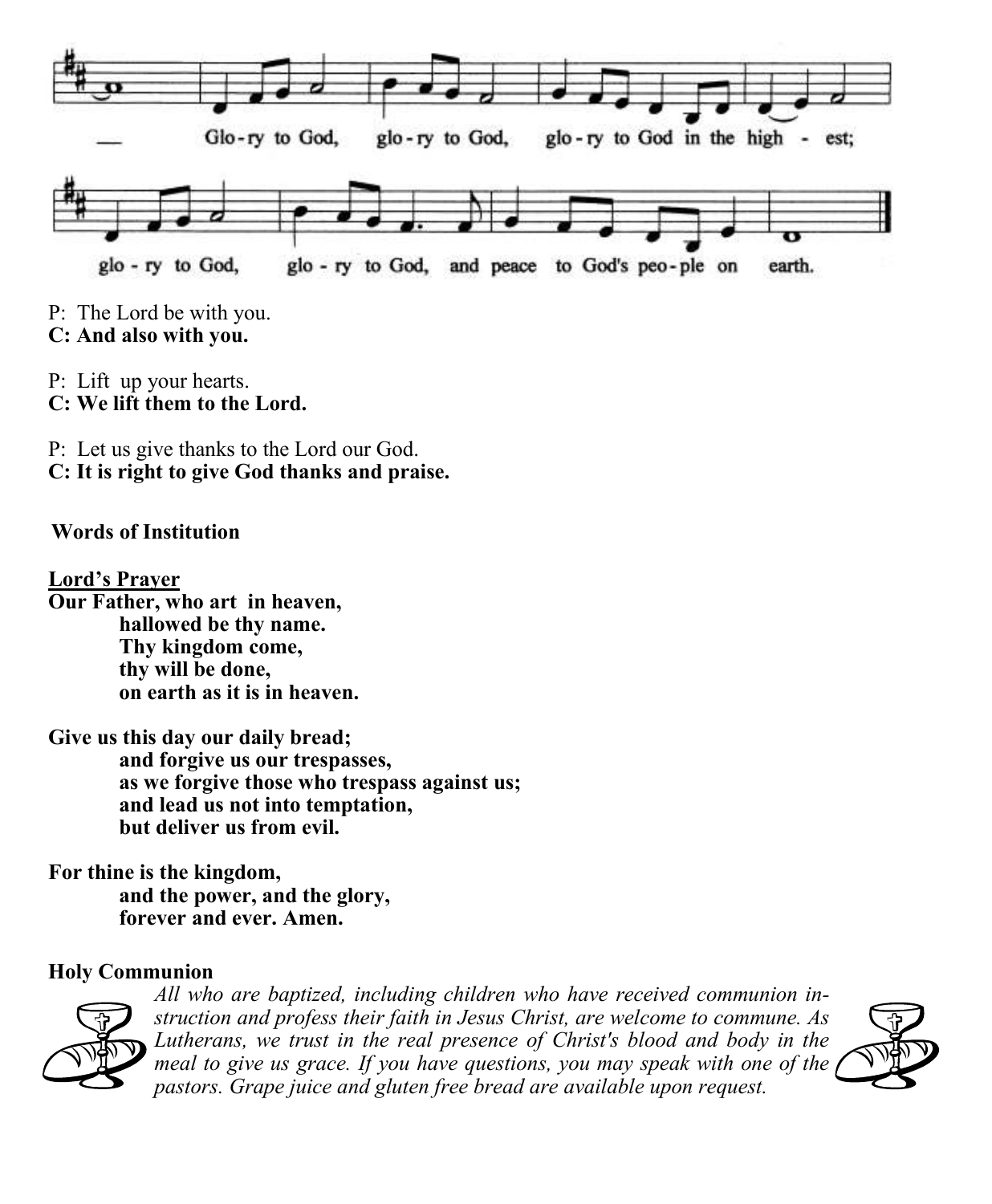— Glo-ry to God, glo-ry to God, glo-ry to God in the high - est;

glo - ry to God, glo - ry to God, and peace to God's peo-ple on earth.

P: The Lord be with you.
**C: And also with you.**

P: Lift up your hearts.
**C: We lift them to the Lord.**

P: Let us give thanks to the Lord our God.
**C: It is right to give God thanks and praise.**

**Words of Institution**

**Lord's Prayer**

**Our Father, who art in heaven,**
**hallowed be thy name.**
**Thy kingdom come,**
**thy will be done,**
**on earth as it is in heaven.**

**Give us this day our daily bread;**
**and forgive us our trespasses,**
**as we forgive those who trespass against us;**
**and lead us not into temptation,**
**but deliver us from evil.**

**For thine is the kingdom,**
**and the power, and the glory,**
**forever and ever. Amen.**

**Holy Communion**

*All who are baptized, including children who have received communion instruction and profess their faith in Jesus Christ, are welcome to commune. As Lutherans, we trust in the real presence of Christ's blood and body in the meal to give us grace. If you have questions, you may speak with one of the pastors. Grape juice and gluten free bread are available upon request.*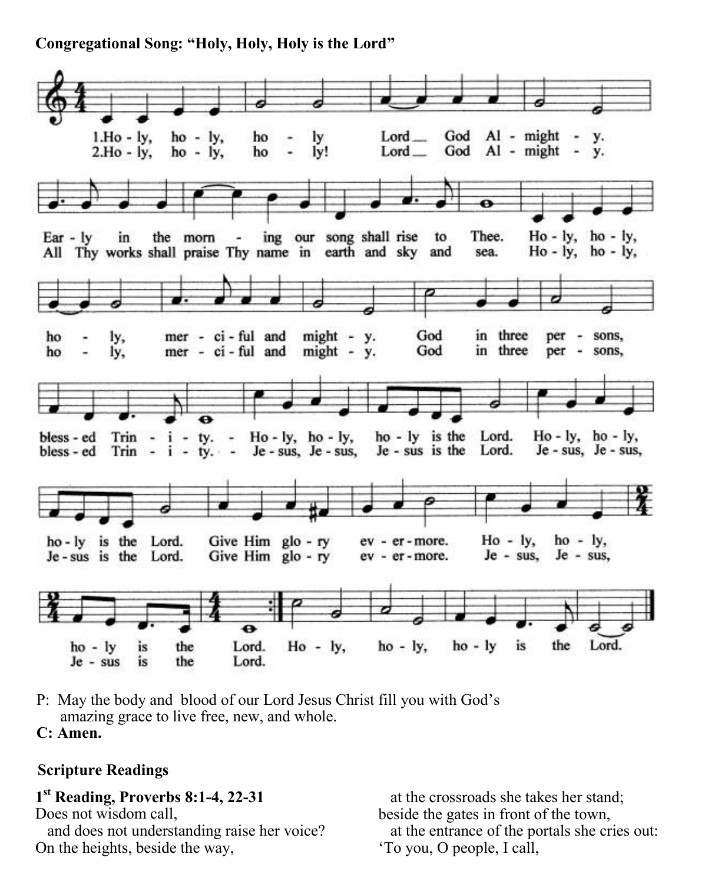**Congregational Song: "Holy, Holy, Holy is the Lord"**

1. Holy, holy, holy Lord God Almighty. Early in the morning our song shall rise to Thee. Holy, holy, holy, merciful and mighty. God in three persons, blessed Trinity. Holy, holy, holy is the Lord. Holy, holy, holy is the Lord. Give Him glory evermore. Holy, holy, holy is the Lord.

2. Holy, holy, holy! Lord God Almighty. All Thy works shall praise Thy name in earth and sky and sea. Holy, holy, holy, merciful and mighty. God in three persons, blessed Trinity. Jesus, Jesus, Jesus is the Lord. Jesus, Jesus, Jesus is the Lord. Give Him glory evermore. Jesus, Jesus, Jesus is the Lord. Holy, holy, holy is the Lord.

P: May the body and blood of our Lord Jesus Christ fill you with God's amazing grace to live free, new, and whole.
**C: Amen.**

## Scripture Readings

**1st Reading, Proverbs 8:1-4, 22-31**

Does not wisdom call,
  and does not understanding raise her voice?
On the heights, beside the way,
  at the crossroads she takes her stand;
beside the gates in front of the town,
  at the entrance of the portals she cries out:
'To you, O people, I call,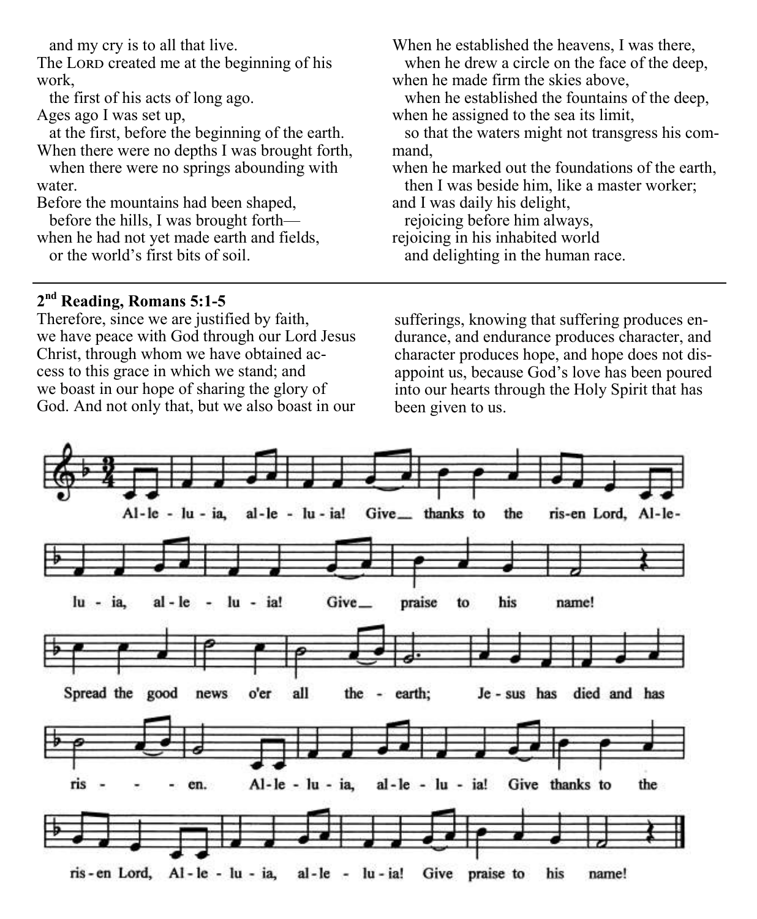and my cry is to all that live.
The LORD created me at the beginning of his work,
the first of his acts of long ago.
Ages ago I was set up,
at the first, before the beginning of the earth.
When there were no depths I was brought forth,
when there were no springs abounding with water.
Before the mountains had been shaped,
before the hills, I was brought forth—
when he had not yet made earth and fields,
or the world's first bits of soil.
When he established the heavens, I was there,
when he drew a circle on the face of the deep,
when he made firm the skies above,
when he established the fountains of the deep,
when he assigned to the sea its limit,
so that the waters might not transgress his command,
when he marked out the foundations of the earth,
then I was beside him, like a master worker;
and I was daily his delight,
rejoicing before him always,
rejoicing in his inhabited world
and delighting in the human race.

---

**2nd Reading, Romans 5:1-5**

Therefore, since we are justified by faith, we have peace with God through our Lord Jesus Christ, through whom we have obtained access to this grace in which we stand; and we boast in our hope of sharing the glory of God. And not only that, but we also boast in our sufferings, knowing that suffering produces endurance, and endurance produces character, and character produces hope, and hope does not disappoint us, because God's love has been poured into our hearts through the Holy Spirit that has been given to us.

Al-le-lu-ia, al-le-lu-ia! Give thanks to the ris-en Lord, Al-le-lu-ia, al-le-lu-ia! Give praise to his name!
Spread the good news o'er all the earth; Je-sus has died and has ris-en.
Al-le-lu-ia, al-le-lu-ia! Give thanks to the ris-en Lord, Al-le-lu-ia, al-le-lu-ia! Give praise to his name!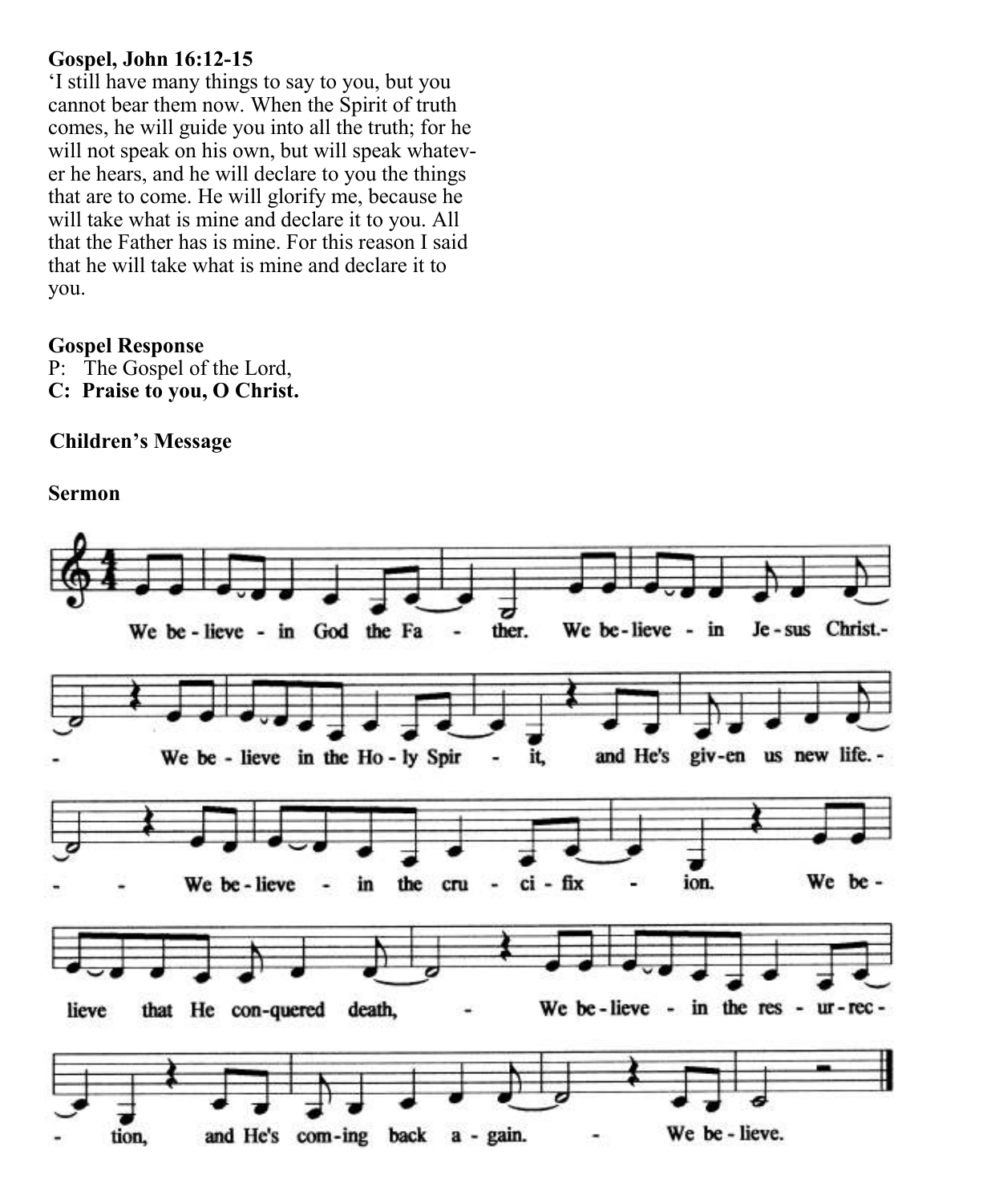**Gospel, John 16:12-15**

'I still have many things to say to you, but you cannot bear them now. When the Spirit of truth comes, he will guide you into all the truth; for he will not speak on his own, but will speak whatever he hears, and he will declare to you the things that are to come. He will glorify me, because he will take what is mine and declare it to you. All that the Father has is mine. For this reason I said that he will take what is mine and declare it to you.

**Gospel Response**

P: The Gospel of the Lord,

**C: Praise to you, O Christ.**

**Children's Message**

**Sermon**

We be - lieve - in God the Fa - ther. We be - lieve - in Je - sus Christ. -

- We be - lieve in the Ho - ly Spir - it, and He's giv - en us new life. -

- - We be - lieve - in the cru - ci - fix - ion. We be -

lieve that He con - quered death, - We be - lieve - in the res - ur - rec -

- tion, and He's com - ing back a - gain. - We be - lieve.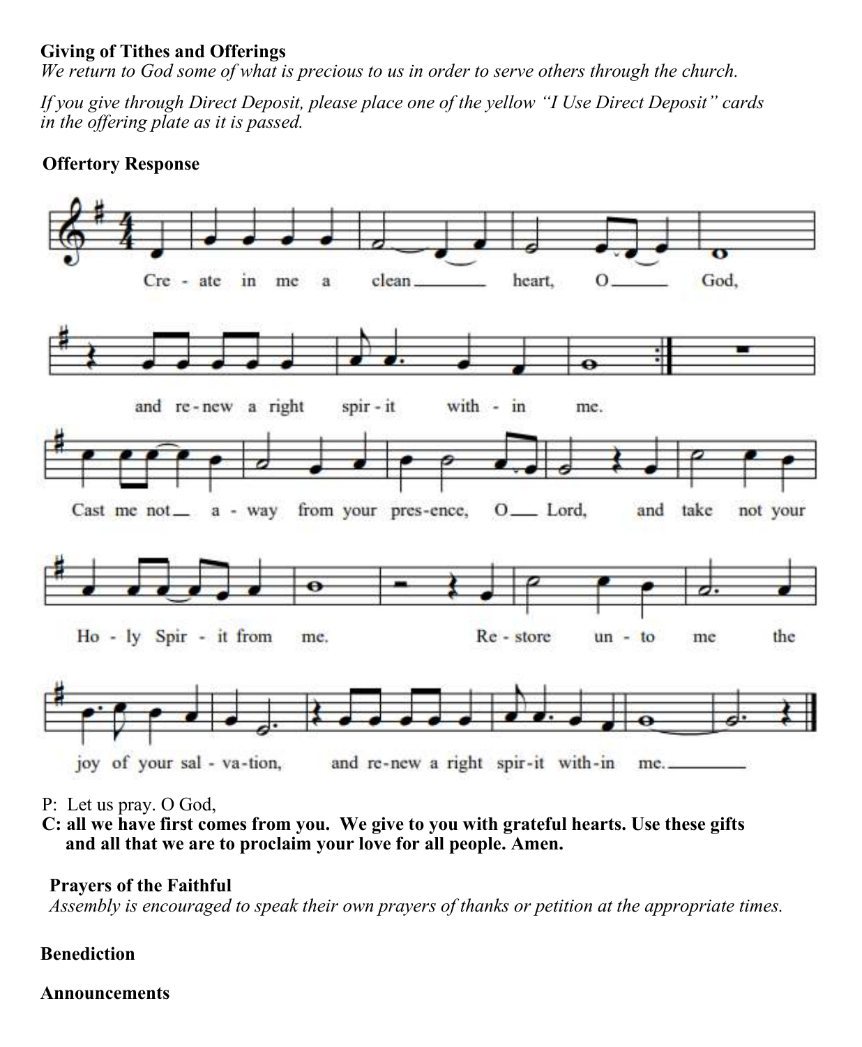**Giving of Tithes and Offerings**

*We return to God some of what is precious to us in order to serve others through the church.*

*If you give through Direct Deposit, please place one of the yellow "I Use Direct Deposit" cards in the offering plate as it is passed.*

**Offertory Response**

Create in me a clean heart, O God, and renew a right spirit within me.

Cast me not away from your presence, O Lord, and take not your Holy Spirit from me. Restore unto me the joy of your salvation, and renew a right spirit within me.

P: Let us pray. O God,

**C: all we have first comes from you. We give to you with grateful hearts. Use these gifts and all that we are to proclaim your love for all people. Amen.**

**Prayers of the Faithful**

*Assembly is encouraged to speak their own prayers of thanks or petition at the appropriate times.*

**Benediction**

**Announcements**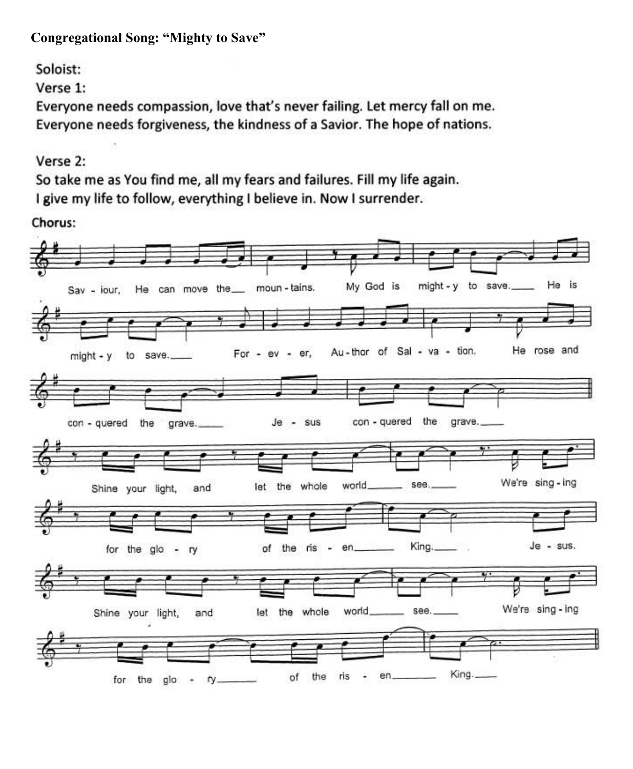**Congregational Song: "Mighty to Save"**

Soloist:

Verse 1:

Everyone needs compassion, love that's never failing. Let mercy fall on me.
Everyone needs forgiveness, the kindness of a Savior. The hope of nations.

Verse 2:

So take me as You find me, all my fears and failures. Fill my life again.
I give my life to follow, everything I believe in. Now I surrender.

Chorus:

Sav - iour, He can move the___ moun - tains. My God is might - y to save.___ He is might - y to save.___ For - ev - er, Au - thor of Sal - va - tion. He rose and con - quered the grave.___ Je - sus con - quered the grave.___

Shine your light, and let the whole world___ see.___ We're sing - ing for the glo - ry of the ris - en___ King.___ Je - sus. Shine your light, and let the whole world___ see.___ We're sing - ing for the glo - ry___ of the ris - en___ King.___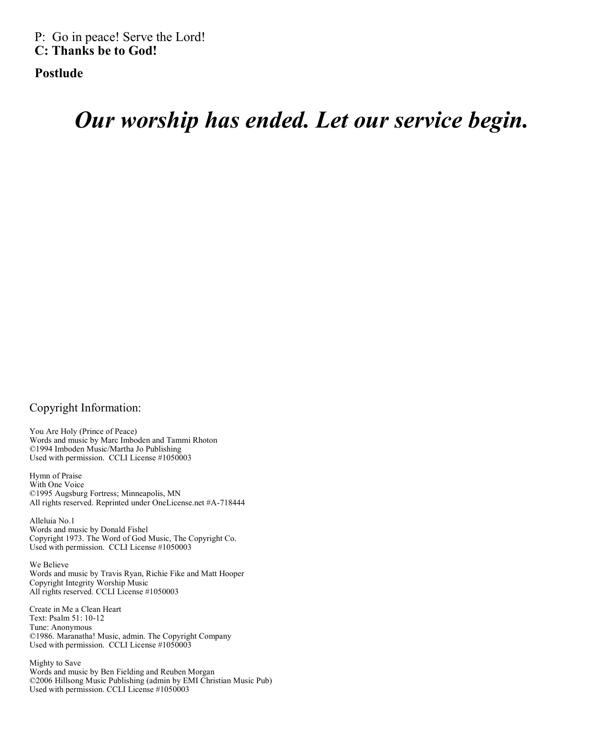P: Go in peace! Serve the Lord!
**C: Thanks be to God!**

**Postlude**

***Our worship has ended. Let our service begin.***

Copyright Information:

You Are Holy (Prince of Peace)
Words and music by Marc Imboden and Tammi Rhoton
©1994 Imboden Music/Martha Jo Publishing
Used with permission. CCLI License #1050003

Hymn of Praise
With One Voice
©1995 Augsburg Fortress; Minneapolis, MN
All rights reserved. Reprinted under OneLicense.net #A-718444

Alleluia No.1
Words and music by Donald Fishel
Copyright 1973. The Word of God Music, The Copyright Co.
Used with permission. CCLI License #1050003

We Believe
Words and music by Travis Ryan, Richie Fike and Matt Hooper
Copyright Integrity Worship Music
All rights reserved. CCLI License #1050003

Create in Me a Clean Heart
Text: Psalm 51: 10-12
Tune: Anonymous
©1986. Maranatha! Music, admin. The Copyright Company
Used with permission. CCLI License #1050003

Mighty to Save
Words and music by Ben Fielding and Reuben Morgan
©2006 Hillsong Music Publishing (admin by EMI Christian Music Pub)
Used with permission. CCLI License #1050003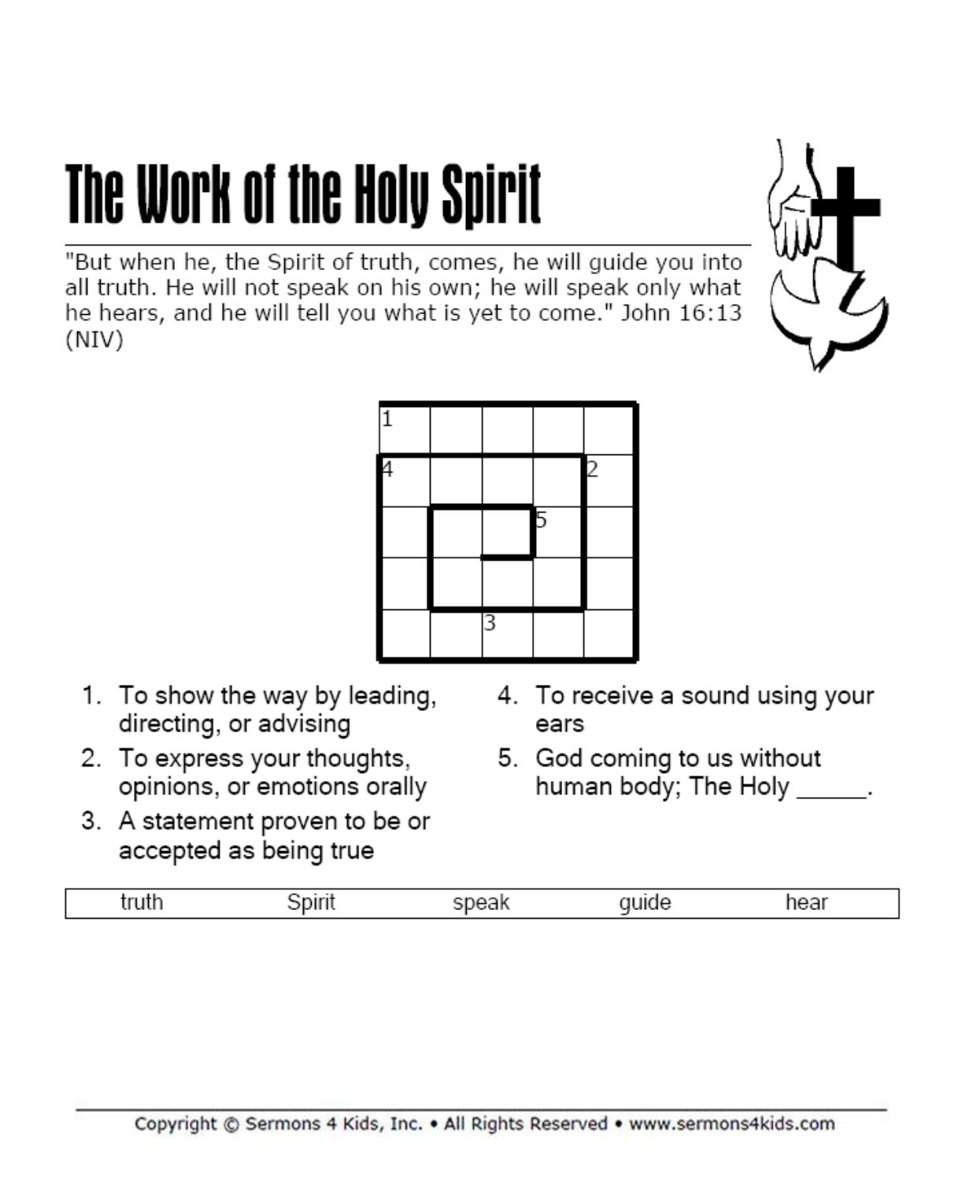# The Work of the Holy Spirit

"But when he, the Spirit of truth, comes, he will guide you into all truth. He will not speak on his own; he will speak only what he hears, and he will tell you what is yet to come." John 16:13 (NIV)

| 1 | | | | |
|---|---|---|---|---|
| 4 | | | | 2 |
| | | | 5 | |
| | | | | |
| | | 3 | | |

1. To show the way by leading, directing, or advising
2. To express your thoughts, opinions, or emotions orally
3. A statement proven to be or accepted as being true
4. To receive a sound using your ears
5. God coming to us without human body; The Holy _____.

| truth | Spirit | speak | guide | hear |
|---|---|---|---|---|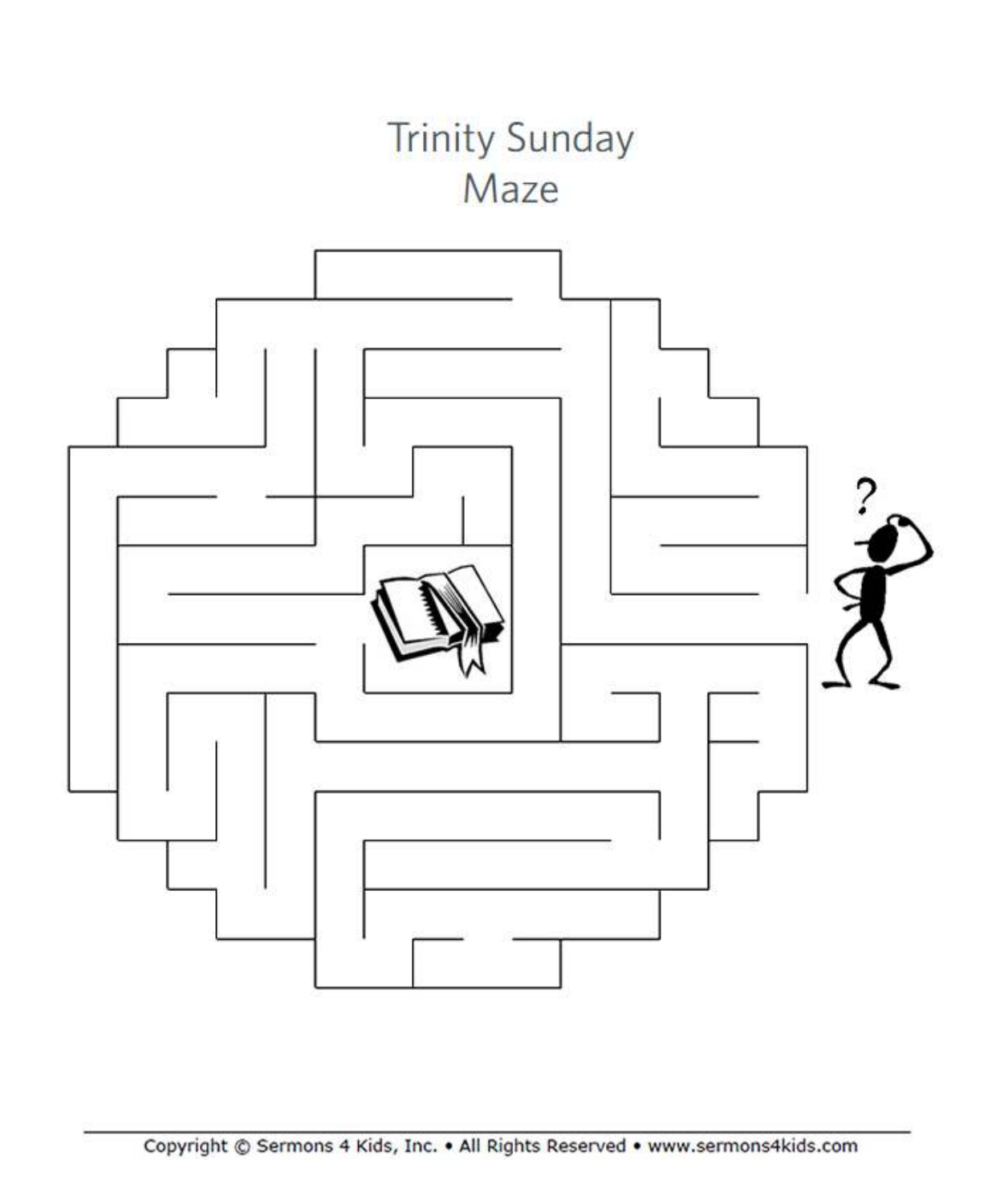# Trinity Sunday Maze